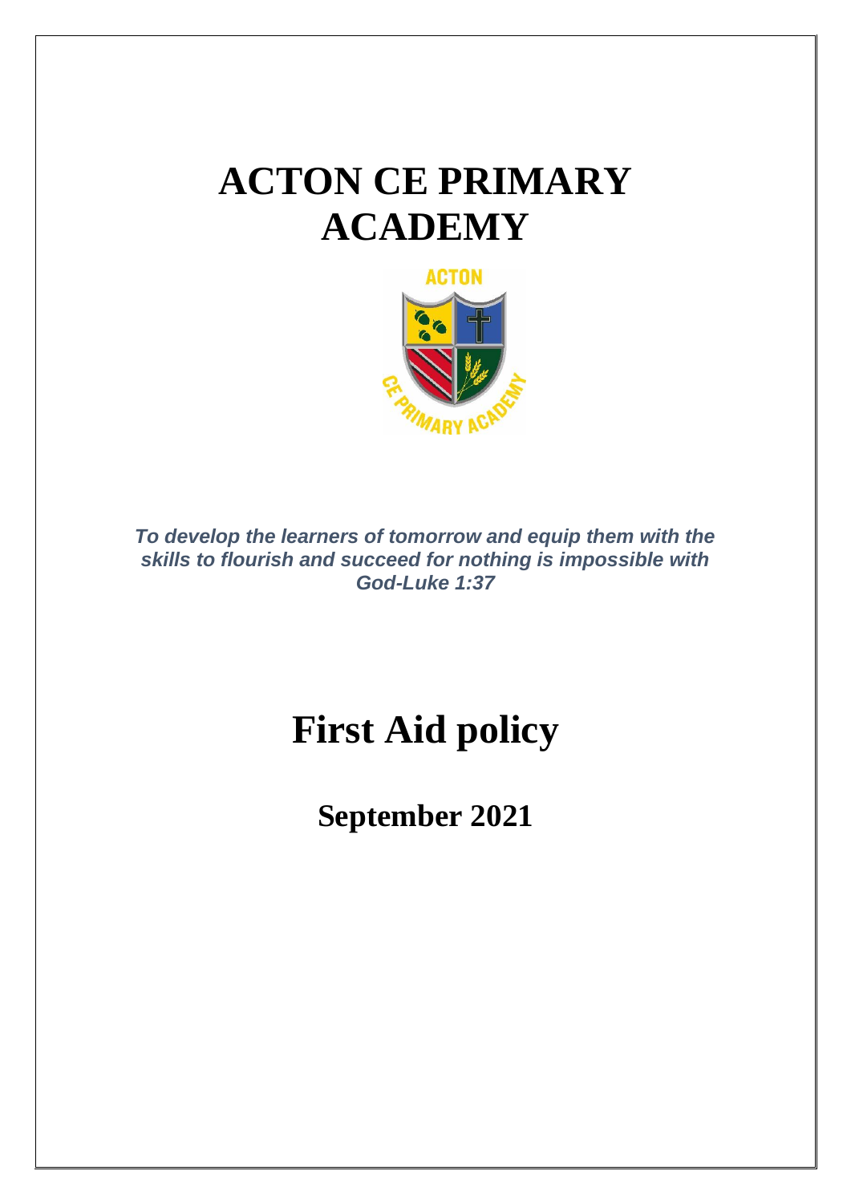# ACTON CE PRIMARY ACADEMY

***To develop the learners of tomorrow and equip them with the skills to flourish and succeed for nothing is impossible with God-Luke 1:37***

# First Aid policy

## September 2021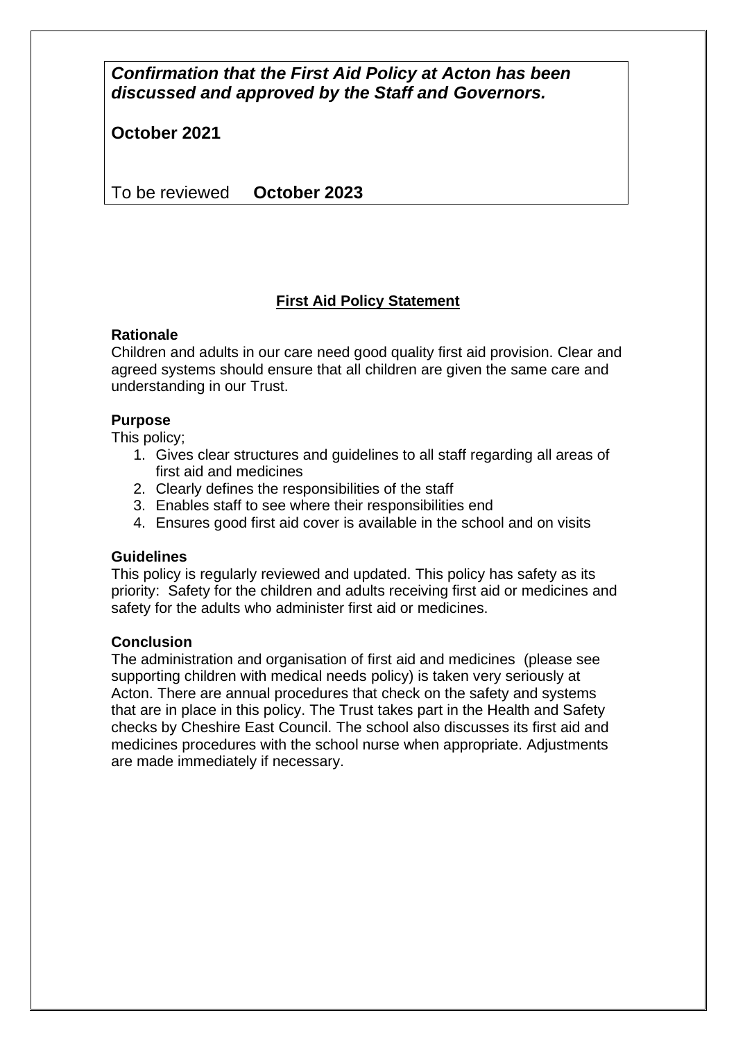***Confirmation that the First Aid Policy at Acton has been discussed and approved by the Staff and Governors.***

**October 2021**

To be reviewed **October 2023**

## First Aid Policy Statement

**Rationale**

Children and adults in our care need good quality first aid provision. Clear and agreed systems should ensure that all children are given the same care and understanding in our Trust.

**Purpose**

This policy;

1. Gives clear structures and guidelines to all staff regarding all areas of first aid and medicines
2. Clearly defines the responsibilities of the staff
3. Enables staff to see where their responsibilities end
4. Ensures good first aid cover is available in the school and on visits

**Guidelines**

This policy is regularly reviewed and updated. This policy has safety as its priority: Safety for the children and adults receiving first aid or medicines and safety for the adults who administer first aid or medicines.

**Conclusion**

The administration and organisation of first aid and medicines (please see supporting children with medical needs policy) is taken very seriously at Acton. There are annual procedures that check on the safety and systems that are in place in this policy. The Trust takes part in the Health and Safety checks by Cheshire East Council. The school also discusses its first aid and medicines procedures with the school nurse when appropriate. Adjustments are made immediately if necessary.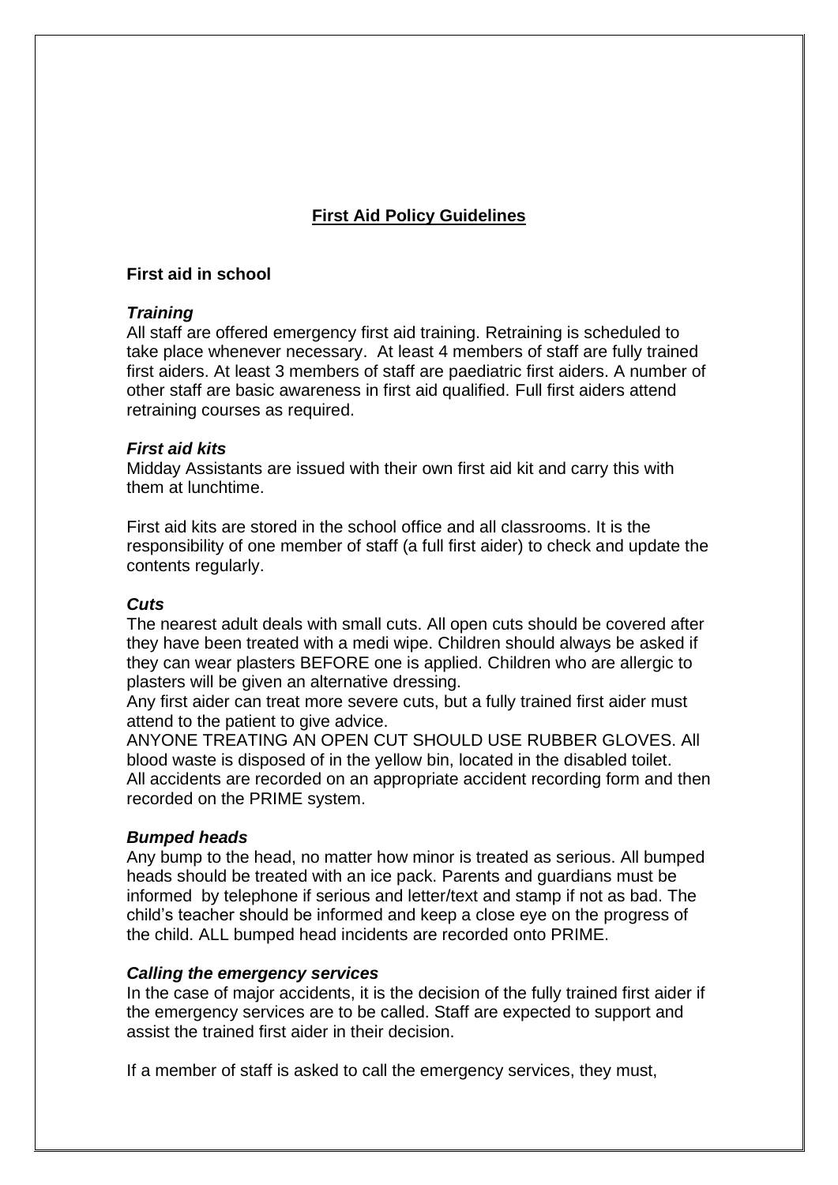# First Aid Policy Guidelines

## First aid in school

### *Training*

All staff are offered emergency first aid training. Retraining is scheduled to take place whenever necessary. At least 4 members of staff are fully trained first aiders. At least 3 members of staff are paediatric first aiders. A number of other staff are basic awareness in first aid qualified. Full first aiders attend retraining courses as required.

### *First aid kits*

Midday Assistants are issued with their own first aid kit and carry this with them at lunchtime.

First aid kits are stored in the school office and all classrooms. It is the responsibility of one member of staff (a full first aider) to check and update the contents regularly.

### *Cuts*

The nearest adult deals with small cuts. All open cuts should be covered after they have been treated with a medi wipe. Children should always be asked if they can wear plasters BEFORE one is applied. Children who are allergic to plasters will be given an alternative dressing.
Any first aider can treat more severe cuts, but a fully trained first aider must attend to the patient to give advice.
ANYONE TREATING AN OPEN CUT SHOULD USE RUBBER GLOVES. All blood waste is disposed of in the yellow bin, located in the disabled toilet.
All accidents are recorded on an appropriate accident recording form and then recorded on the PRIME system.

### *Bumped heads*

Any bump to the head, no matter how minor is treated as serious. All bumped heads should be treated with an ice pack. Parents and guardians must be informed by telephone if serious and letter/text and stamp if not as bad. The child's teacher should be informed and keep a close eye on the progress of the child. ALL bumped head incidents are recorded onto PRIME.

### *Calling the emergency services*

In the case of major accidents, it is the decision of the fully trained first aider if the emergency services are to be called. Staff are expected to support and assist the trained first aider in their decision.

If a member of staff is asked to call the emergency services, they must,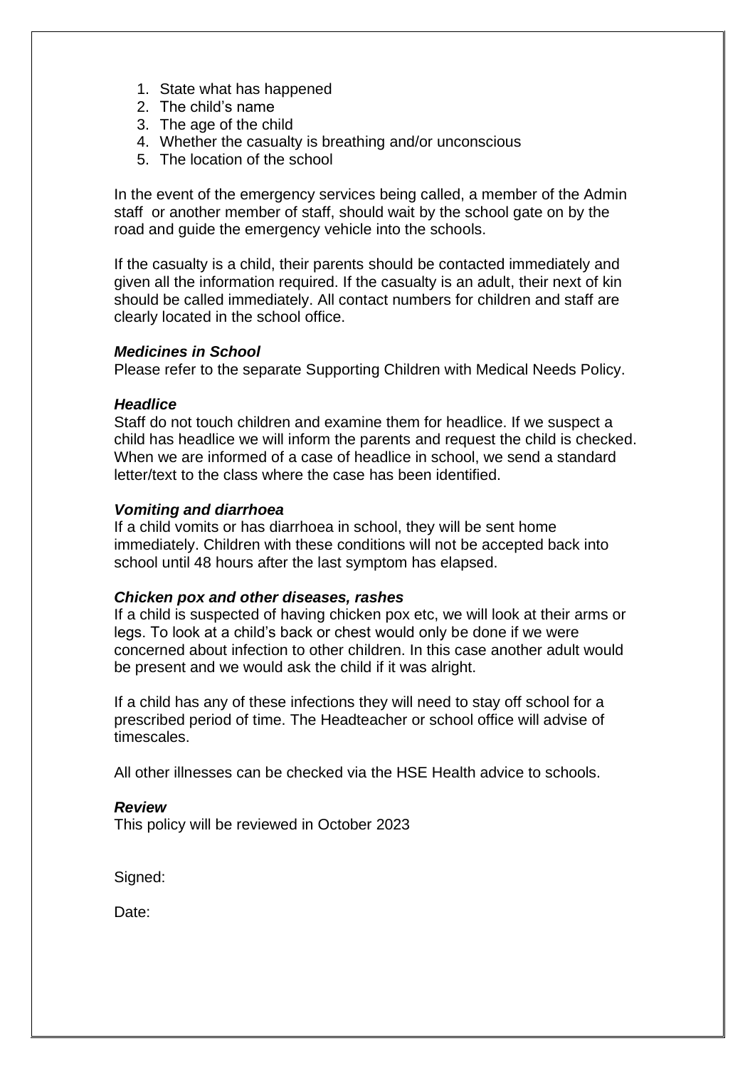1. State what has happened
2. The child's name
3. The age of the child
4. Whether the casualty is breathing and/or unconscious
5. The location of the school

In the event of the emergency services being called, a member of the Admin staff or another member of staff, should wait by the school gate on by the road and guide the emergency vehicle into the schools.

If the casualty is a child, their parents should be contacted immediately and given all the information required. If the casualty is an adult, their next of kin should be called immediately. All contact numbers for children and staff are clearly located in the school office.

***Medicines in School***

Please refer to the separate Supporting Children with Medical Needs Policy.

***Headlice***

Staff do not touch children and examine them for headlice. If we suspect a child has headlice we will inform the parents and request the child is checked. When we are informed of a case of headlice in school, we send a standard letter/text to the class where the case has been identified.

***Vomiting and diarrhoea***

If a child vomits or has diarrhoea in school, they will be sent home immediately. Children with these conditions will not be accepted back into school until 48 hours after the last symptom has elapsed.

***Chicken pox and other diseases, rashes***

If a child is suspected of having chicken pox etc, we will look at their arms or legs. To look at a child's back or chest would only be done if we were concerned about infection to other children. In this case another adult would be present and we would ask the child if it was alright.

If a child has any of these infections they will need to stay off school for a prescribed period of time. The Headteacher or school office will advise of timescales.

All other illnesses can be checked via the HSE Health advice to schools.

***Review***

This policy will be reviewed in October 2023

Signed:

Date: